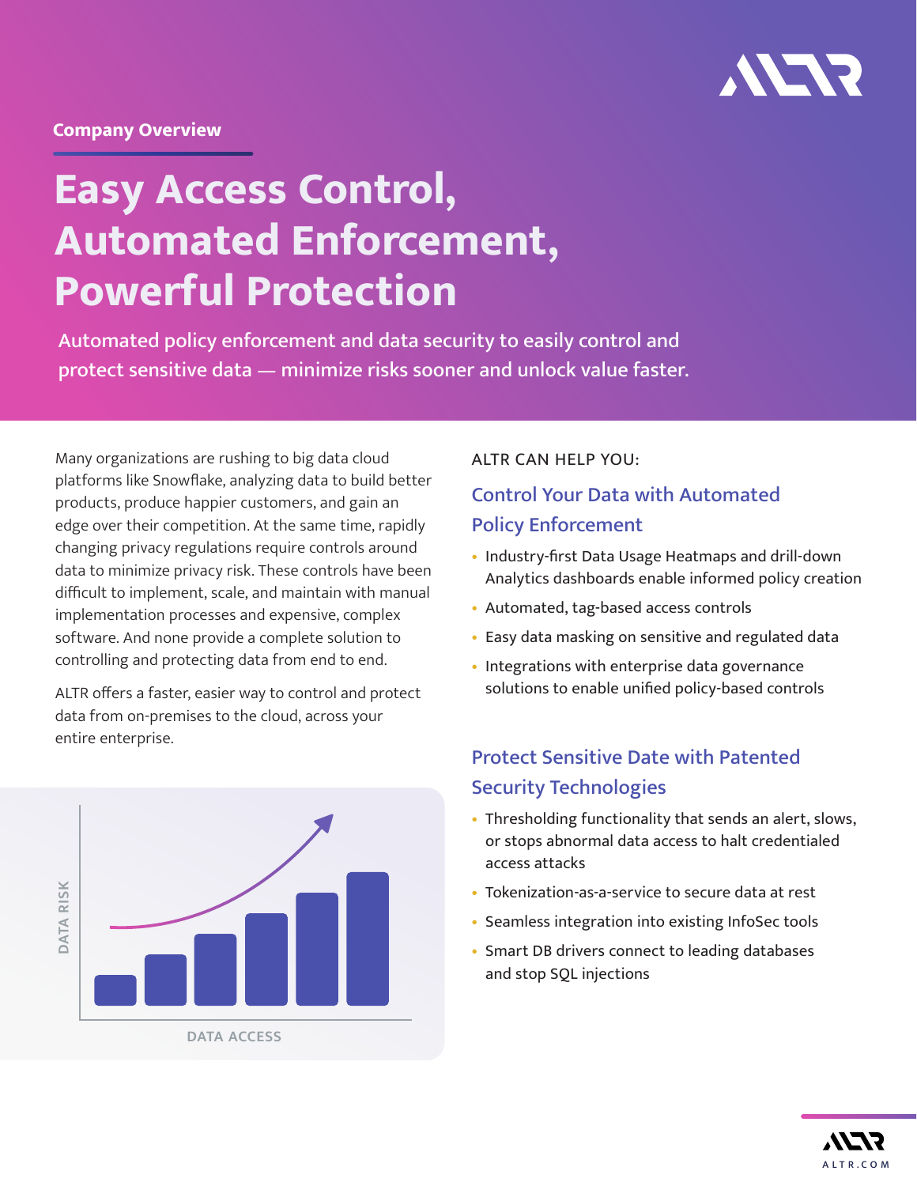Company Overview

# Easy Access Control, Automated Enforcement, Powerful Protection

Automated policy enforcement and data security to easily control and protect sensitive data — minimize risks sooner and unlock value faster.

Many organizations are rushing to big data cloud platforms like Snowflake, analyzing data to build better products, produce happier customers, and gain an edge over their competition. At the same time, rapidly changing privacy regulations require controls around data to minimize privacy risk. These controls have been difficult to implement, scale, and maintain with manual implementation processes and expensive, complex software. And none provide a complete solution to controlling and protecting data from end to end.

ALTR offers a faster, easier way to control and protect data from on-premises to the cloud, across your entire enterprise.

DATA RISK

DATA ACCESS

ALTR CAN HELP YOU:

## Control Your Data with Automated Policy Enforcement

- Industry-first Data Usage Heatmaps and drill-down Analytics dashboards enable informed policy creation
- Automated, tag-based access controls
- Easy data masking on sensitive and regulated data
- Integrations with enterprise data governance solutions to enable unified policy-based controls

## Protect Sensitive Date with Patented Security Technologies

- Thresholding functionality that sends an alert, slows, or stops abnormal data access to halt credentialed access attacks
- Tokenization-as-a-service to secure data at rest
- Seamless integration into existing InfoSec tools
- Smart DB drivers connect to leading databases and stop SQL injections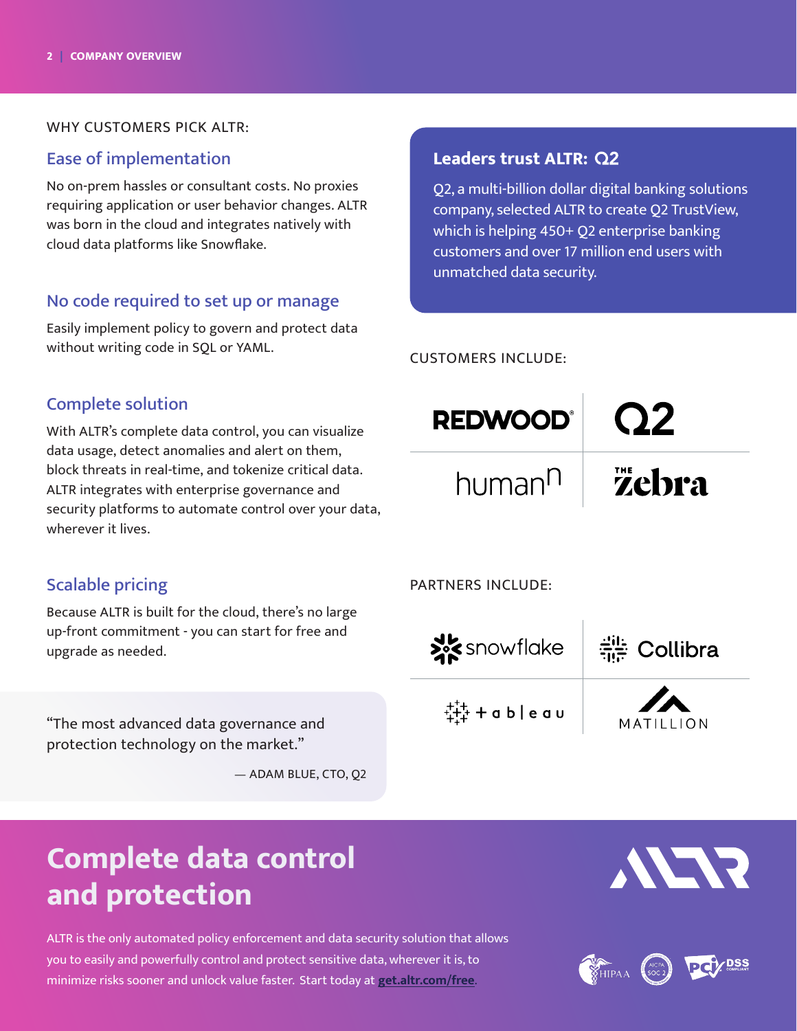WHY CUSTOMERS PICK ALTR:

## Ease of implementation

No on-prem hassles or consultant costs. No proxies requiring application or user behavior changes. ALTR was born in the cloud and integrates natively with cloud data platforms like Snowflake.

## No code required to set up or manage

Easily implement policy to govern and protect data without writing code in SQL or YAML.

## Complete solution

With ALTR's complete data control, you can visualize data usage, detect anomalies and alert on them, block threats in real-time, and tokenize critical data. ALTR integrates with enterprise governance and security platforms to automate control over your data, wherever it lives.

## Scalable pricing

Because ALTR is built for the cloud, there's no large up-front commitment - you can start for free and upgrade as needed.

"The most advanced data governance and protection technology on the market."

— ADAM BLUE, CTO, Q2

### Leaders trust ALTR: Q2

Q2, a multi-billion dollar digital banking solutions company, selected ALTR to create Q2 TrustView, which is helping 450+ Q2 enterprise banking customers and over 17 million end users with unmatched data security.

CUSTOMERS INCLUDE:

REDWOOD

Q2

human^n

THE zebra

PARTNERS INCLUDE:

snowflake

Collibra

+ableau

MATILLION

# Complete data control and protection

ALTR is the only automated policy enforcement and data security solution that allows you to easily and powerfully control and protect sensitive data, wherever it is, to minimize risks sooner and unlock value faster. Start today at **get.altr.com/free**.

HIPAA

AICPA SOC 2

PCI DSS COMPLIANT